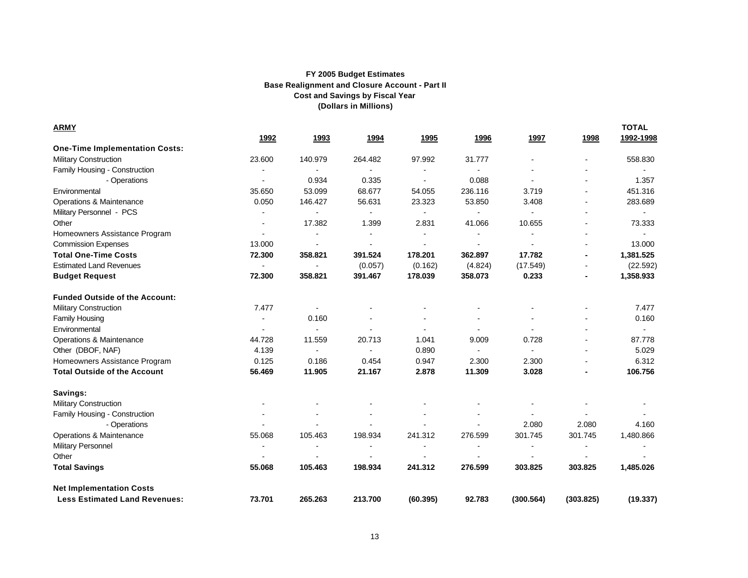**FY 2005 Budget Estimates**
**Base Realignment and Closure Account - Part II**
**Cost and Savings by Fiscal Year**
**(Dollars in Millions)**

| **ARMY** | **1992** | **1993** | **1994** | **1995** | **1996** | **1997** | **1998** | **TOTAL 1992-1998** |
|---|---|---|---|---|---|---|---|---|
| **One-Time Implementation Costs:** | | | | | | | | |
| Military Construction | 23.600 | 140.979 | 264.482 | 97.992 | 31.777 | - | - | 558.830 |
| Family Housing - Construction | - | - | - | - | - | - | - | - |
| - Operations | - | 0.934 | 0.335 | - | 0.088 | - | - | 1.357 |
| Environmental | 35.650 | 53.099 | 68.677 | 54.055 | 236.116 | 3.719 | - | 451.316 |
| Operations & Maintenance | 0.050 | 146.427 | 56.631 | 23.323 | 53.850 | 3.408 | - | 283.689 |
| Military Personnel - PCS | - | - | - | - | - | - | - | - |
| Other | - | 17.382 | 1.399 | 2.831 | 41.066 | 10.655 | - | 73.333 |
| Homeowners Assistance Program | - | - | - | - | - | - | - | - |
| Commission Expenses | 13.000 | - | - | - | - | - | - | 13.000 |
| **Total One-Time Costs** | **72.300** | **358.821** | **391.524** | **178.201** | **362.897** | **17.782** | **-** | **1,381.525** |
| Estimated Land Revenues | - | - | (0.057) | (0.162) | (4.824) | (17.549) | - | (22.592) |
| **Budget Request** | **72.300** | **358.821** | **391.467** | **178.039** | **358.073** | **0.233** | **-** | **1,358.933** |
| **Funded Outside of the Account:** | | | | | | | | |
| Military Construction | 7.477 | - | - | - | - | - | - | 7.477 |
| Family Housing | - | 0.160 | - | - | - | - | - | 0.160 |
| Environmental | - | - | - | - | - | - | - | - |
| Operations & Maintenance | 44.728 | 11.559 | 20.713 | 1.041 | 9.009 | 0.728 | - | 87.778 |
| Other (DBOF, NAF) | 4.139 | - | - | 0.890 | - | - | - | 5.029 |
| Homeowners Assistance Program | 0.125 | 0.186 | 0.454 | 0.947 | 2.300 | 2.300 | - | 6.312 |
| **Total Outside of the Account** | **56.469** | **11.905** | **21.167** | **2.878** | **11.309** | **3.028** | **-** | **106.756** |
| **Savings:** | | | | | | | | |
| Military Construction | - | - | - | - | - | - | - | - |
| Family Housing - Construction | - | - | - | - | - | - | - | - |
| - Operations | - | - | - | - | - | 2.080 | 2.080 | 4.160 |
| Operations & Maintenance | 55.068 | 105.463 | 198.934 | 241.312 | 276.599 | 301.745 | 301.745 | 1,480.866 |
| Military Personnel | - | - | - | - | - | - | - | - |
| Other | - | - | - | - | - | - | - | - |
| **Total Savings** | **55.068** | **105.463** | **198.934** | **241.312** | **276.599** | **303.825** | **303.825** | **1,485.026** |
| **Net Implementation Costs Less Estimated Land Revenues:** | **73.701** | **265.263** | **213.700** | **(60.395)** | **92.783** | **(300.564)** | **(303.825)** | **(19.337)** |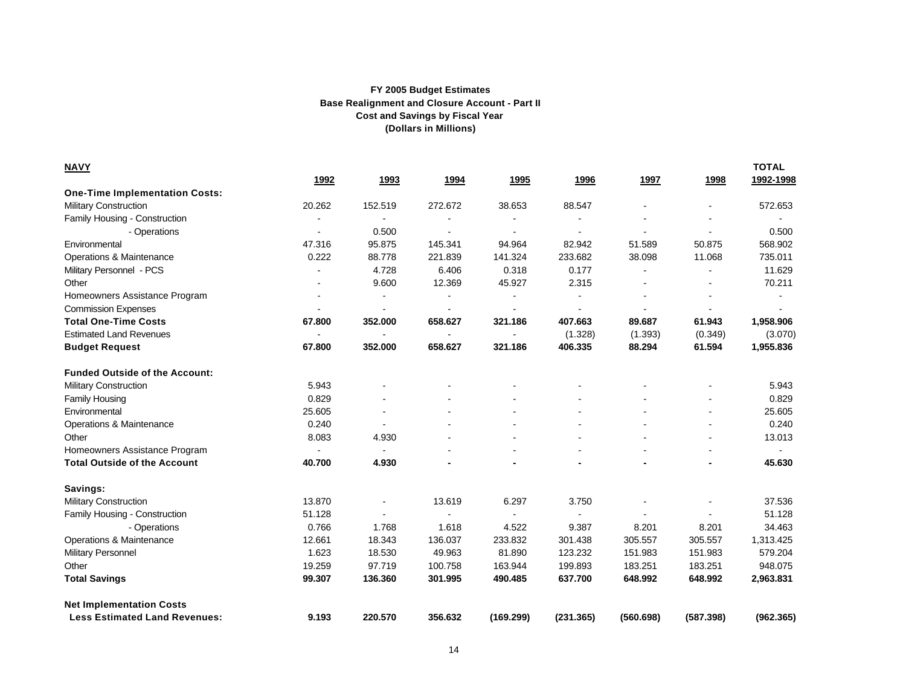**FY 2005 Budget Estimates**
**Base Realignment and Closure Account - Part II**
**Cost and Savings by Fiscal Year**
**(Dollars in Millions)**

| **NAVY** | **1992** | **1993** | **1994** | **1995** | **1996** | **1997** | **1998** | **TOTAL 1992-1998** |
|---|---|---|---|---|---|---|---|---|
| **One-Time Implementation Costs:** | | | | | | | | |
| Military Construction | 20.262 | 152.519 | 272.672 | 38.653 | 88.547 | - | - | 572.653 |
| Family Housing - Construction | - | - | - | - | - | - | - | - |
| - Operations | - | 0.500 | - | - | - | - | - | 0.500 |
| Environmental | 47.316 | 95.875 | 145.341 | 94.964 | 82.942 | 51.589 | 50.875 | 568.902 |
| Operations & Maintenance | 0.222 | 88.778 | 221.839 | 141.324 | 233.682 | 38.098 | 11.068 | 735.011 |
| Military Personnel - PCS | - | 4.728 | 6.406 | 0.318 | 0.177 | - | - | 11.629 |
| Other | - | 9.600 | 12.369 | 45.927 | 2.315 | - | - | 70.211 |
| Homeowners Assistance Program | - | - | - | - | - | - | - | - |
| Commission Expenses | - | - | - | - | - | - | - | - |
| **Total One-Time Costs** | **67.800** | **352.000** | **658.627** | **321.186** | **407.663** | **89.687** | **61.943** | **1,958.906** |
| Estimated Land Revenues | - | - | - | - | (1.328) | (1.393) | (0.349) | (3.070) |
| **Budget Request** | **67.800** | **352.000** | **658.627** | **321.186** | **406.335** | **88.294** | **61.594** | **1,955.836** |
| | | | | | | | | |
| **Funded Outside of the Account:** | | | | | | | | |
| Military Construction | 5.943 | - | - | - | - | - | - | 5.943 |
| Family Housing | 0.829 | - | - | - | - | - | - | 0.829 |
| Environmental | 25.605 | - | - | - | - | - | - | 25.605 |
| Operations & Maintenance | 0.240 | - | - | - | - | - | - | 0.240 |
| Other | 8.083 | 4.930 | - | - | - | - | - | 13.013 |
| Homeowners Assistance Program | - | - | - | - | - | - | - | - |
| **Total Outside of the Account** | **40.700** | **4.930** | **-** | **-** | **-** | **-** | **-** | **45.630** |
| | | | | | | | | |
| **Savings:** | | | | | | | | |
| Military Construction | 13.870 | - | 13.619 | 6.297 | 3.750 | - | - | 37.536 |
| Family Housing - Construction | 51.128 | - | - | - | - | - | - | 51.128 |
| - Operations | 0.766 | 1.768 | 1.618 | 4.522 | 9.387 | 8.201 | 8.201 | 34.463 |
| Operations & Maintenance | 12.661 | 18.343 | 136.037 | 233.832 | 301.438 | 305.557 | 305.557 | 1,313.425 |
| Military Personnel | 1.623 | 18.530 | 49.963 | 81.890 | 123.232 | 151.983 | 151.983 | 579.204 |
| Other | 19.259 | 97.719 | 100.758 | 163.944 | 199.893 | 183.251 | 183.251 | 948.075 |
| **Total Savings** | **99.307** | **136.360** | **301.995** | **490.485** | **637.700** | **648.992** | **648.992** | **2,963.831** |
| | | | | | | | | |
| **Net Implementation Costs Less Estimated Land Revenues:** | **9.193** | **220.570** | **356.632** | **(169.299)** | **(231.365)** | **(560.698)** | **(587.398)** | **(962.365)** |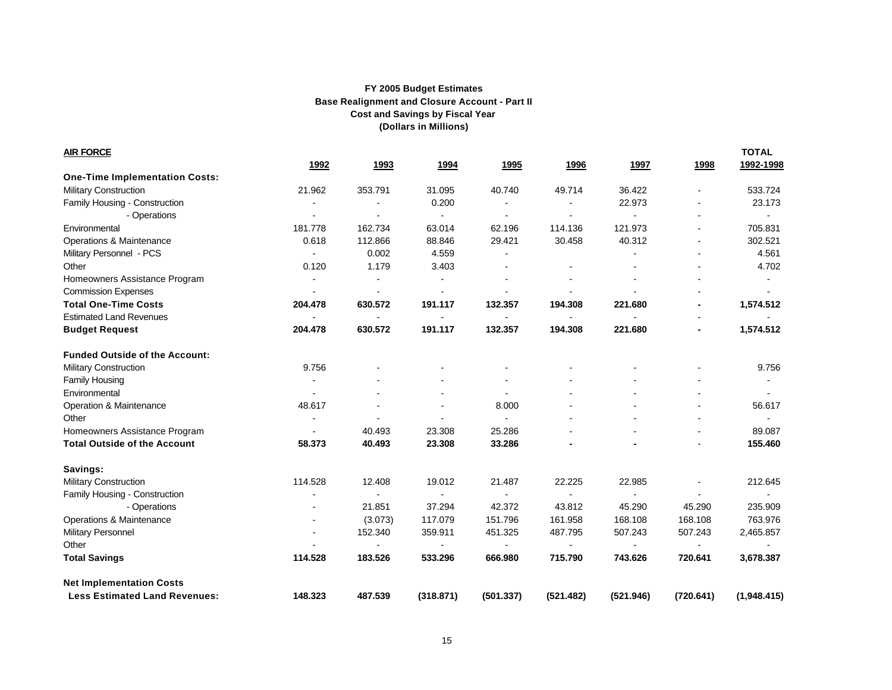**FY 2005 Budget Estimates**
**Base Realignment and Closure Account - Part II**
**Cost and Savings by Fiscal Year**
**(Dollars in Millions)**

| AIR FORCE | 1992 | 1993 | 1994 | 1995 | 1996 | 1997 | 1998 | TOTAL 1992-1998 |
|---|---|---|---|---|---|---|---|---|
| **One-Time Implementation Costs:** | | | | | | | | |
| Military Construction | 21.962 | 353.791 | 31.095 | 40.740 | 49.714 | 36.422 | - | 533.724 |
| Family Housing - Construction | - | - | 0.200 | - | - | 22.973 | - | 23.173 |
| - Operations | - | - | - | - | - | - | - | - |
| Environmental | 181.778 | 162.734 | 63.014 | 62.196 | 114.136 | 121.973 | - | 705.831 |
| Operations & Maintenance | 0.618 | 112.866 | 88.846 | 29.421 | 30.458 | 40.312 | - | 302.521 |
| Military Personnel - PCS | - | 0.002 | 4.559 | - | | - | - | 4.561 |
| Other | 0.120 | 1.179 | 3.403 | - | - | - | - | 4.702 |
| Homeowners Assistance Program | - | - | - | - | - | - | - | - |
| Commission Expenses | - | - | - | - | - | - | - | - |
| **Total One-Time Costs** | **204.478** | **630.572** | **191.117** | **132.357** | **194.308** | **221.680** | **-** | **1,574.512** |
| Estimated Land Revenues | - | - | - | - | - | - | - | - |
| **Budget Request** | **204.478** | **630.572** | **191.117** | **132.357** | **194.308** | **221.680** | **-** | **1,574.512** |
| | | | | | | | | |
| **Funded Outside of the Account:** | | | | | | | | |
| Military Construction | 9.756 | - | - | - | - | - | - | 9.756 |
| Family Housing | - | - | - | - | - | - | - | - |
| Environmental | - | - | - | - | - | - | - | - |
| Operation & Maintenance | 48.617 | - | - | 8.000 | - | - | - | 56.617 |
| Other | - | - | - | - | - | - | - | - |
| Homeowners Assistance Program | - | 40.493 | 23.308 | 25.286 | - | - | - | 89.087 |
| **Total Outside of the Account** | **58.373** | **40.493** | **23.308** | **33.286** | **-** | **-** | - | **155.460** |
| | | | | | | | | |
| **Savings:** | | | | | | | | |
| Military Construction | 114.528 | 12.408 | 19.012 | 21.487 | 22.225 | 22.985 | - | 212.645 |
| Family Housing - Construction | - | - | - | - | - | - | - | - |
| - Operations | - | 21.851 | 37.294 | 42.372 | 43.812 | 45.290 | 45.290 | 235.909 |
| Operations & Maintenance | - | (3.073) | 117.079 | 151.796 | 161.958 | 168.108 | 168.108 | 763.976 |
| Military Personnel | - | 152.340 | 359.911 | 451.325 | 487.795 | 507.243 | 507.243 | 2,465.857 |
| Other | - | - | - | - | - | - | - | - |
| **Total Savings** | **114.528** | **183.526** | **533.296** | **666.980** | **715.790** | **743.626** | **720.641** | **3,678.387** |
| | | | | | | | | |
| **Net Implementation Costs Less Estimated Land Revenues:** | **148.323** | **487.539** | **(318.871)** | **(501.337)** | **(521.482)** | **(521.946)** | **(720.641)** | **(1,948.415)** |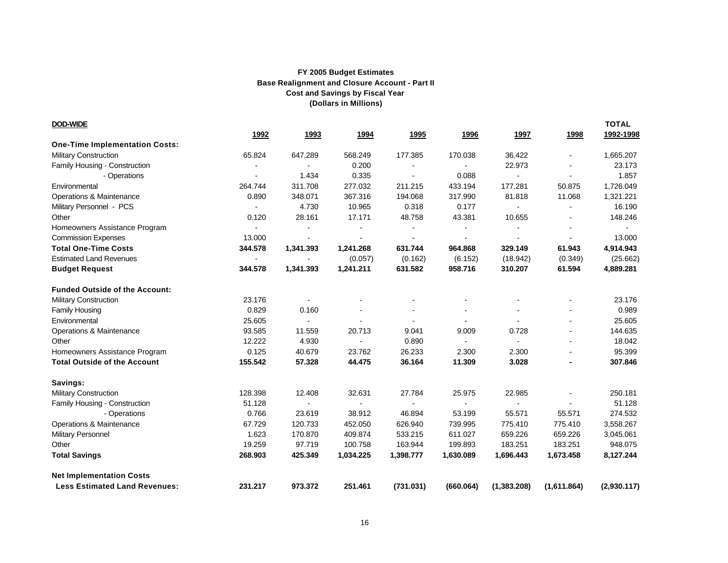**FY 2005 Budget Estimates**
**Base Realignment and Closure Account - Part II**
**Cost and Savings by Fiscal Year**
**(Dollars in Millions)**

| DOD-WIDE | 1992 | 1993 | 1994 | 1995 | 1996 | 1997 | 1998 | TOTAL 1992-1998 |
|---|---|---|---|---|---|---|---|---|
| **One-Time Implementation Costs:** | | | | | | | | |
| Military Construction | 65.824 | 647.289 | 568.249 | 177.385 | 170.038 | 36.422 | - | 1,665.207 |
| Family Housing - Construction | - | - | 0.200 | - | - | 22.973 | - | 23.173 |
| - Operations | - | 1.434 | 0.335 | - | 0.088 | - | - | 1.857 |
| Environmental | 264.744 | 311.708 | 277.032 | 211.215 | 433.194 | 177.281 | 50.875 | 1,726.049 |
| Operations & Maintenance | 0.890 | 348.071 | 367.316 | 194.068 | 317.990 | 81.818 | 11.068 | 1,321.221 |
| Military Personnel - PCS | - | 4.730 | 10.965 | 0.318 | 0.177 | - | - | 16.190 |
| Other | 0.120 | 28.161 | 17.171 | 48.758 | 43.381 | 10.655 | - | 148.246 |
| Homeowners Assistance Program | - | - | - | - | - | - | - | - |
| Commission Expenses | 13.000 | - | - | - | - | - | - | 13.000 |
| **Total One-Time Costs** | **344.578** | **1,341.393** | **1,241.268** | **631.744** | **964.868** | **329.149** | **61.943** | **4,914.943** |
| Estimated Land Revenues | - | - | (0.057) | (0.162) | (6.152) | (18.942) | (0.349) | (25.662) |
| **Budget Request** | **344.578** | **1,341.393** | **1,241.211** | **631.582** | **958.716** | **310.207** | **61.594** | **4,889.281** |
| **Funded Outside of the Account:** | | | | | | | | |
| Military Construction | 23.176 | - | - | - | - | - | - | 23.176 |
| Family Housing | 0.829 | 0.160 | - | - | - | - | - | 0.989 |
| Environmental | 25.605 | - | - | - | - | - | - | 25.605 |
| Operations & Maintenance | 93.585 | 11.559 | 20.713 | 9.041 | 9.009 | 0.728 | - | 144.635 |
| Other | 12.222 | 4.930 | - | 0.890 | - | - | - | 18.042 |
| Homeowners Assistance Program | 0.125 | 40.679 | 23.762 | 26.233 | 2.300 | 2.300 | - | 95.399 |
| **Total Outside of the Account** | **155.542** | **57.328** | **44.475** | **36.164** | **11.309** | **3.028** | **-** | **307.846** |
| **Savings:** | | | | | | | | |
| Military Construction | 128.398 | 12.408 | 32.631 | 27.784 | 25.975 | 22.985 | - | 250.181 |
| Family Housing - Construction | 51.128 | - | - | - | - | - | - | 51.128 |
| - Operations | 0.766 | 23.619 | 38.912 | 46.894 | 53.199 | 55.571 | 55.571 | 274.532 |
| Operations & Maintenance | 67.729 | 120.733 | 452.050 | 626.940 | 739.995 | 775.410 | 775.410 | 3,558.267 |
| Military Personnel | 1.623 | 170.870 | 409.874 | 533.215 | 611.027 | 659.226 | 659.226 | 3,045.061 |
| Other | 19.259 | 97.719 | 100.758 | 163.944 | 199.893 | 183.251 | 183.251 | 948.075 |
| **Total Savings** | **268.903** | **425.349** | **1,034.225** | **1,398.777** | **1,630.089** | **1,696.443** | **1,673.458** | **8,127.244** |
| **Net Implementation Costs Less Estimated Land Revenues:** | **231.217** | **973.372** | **251.461** | **(731.031)** | **(660.064)** | **(1,383.208)** | **(1,611.864)** | **(2,930.117)** |